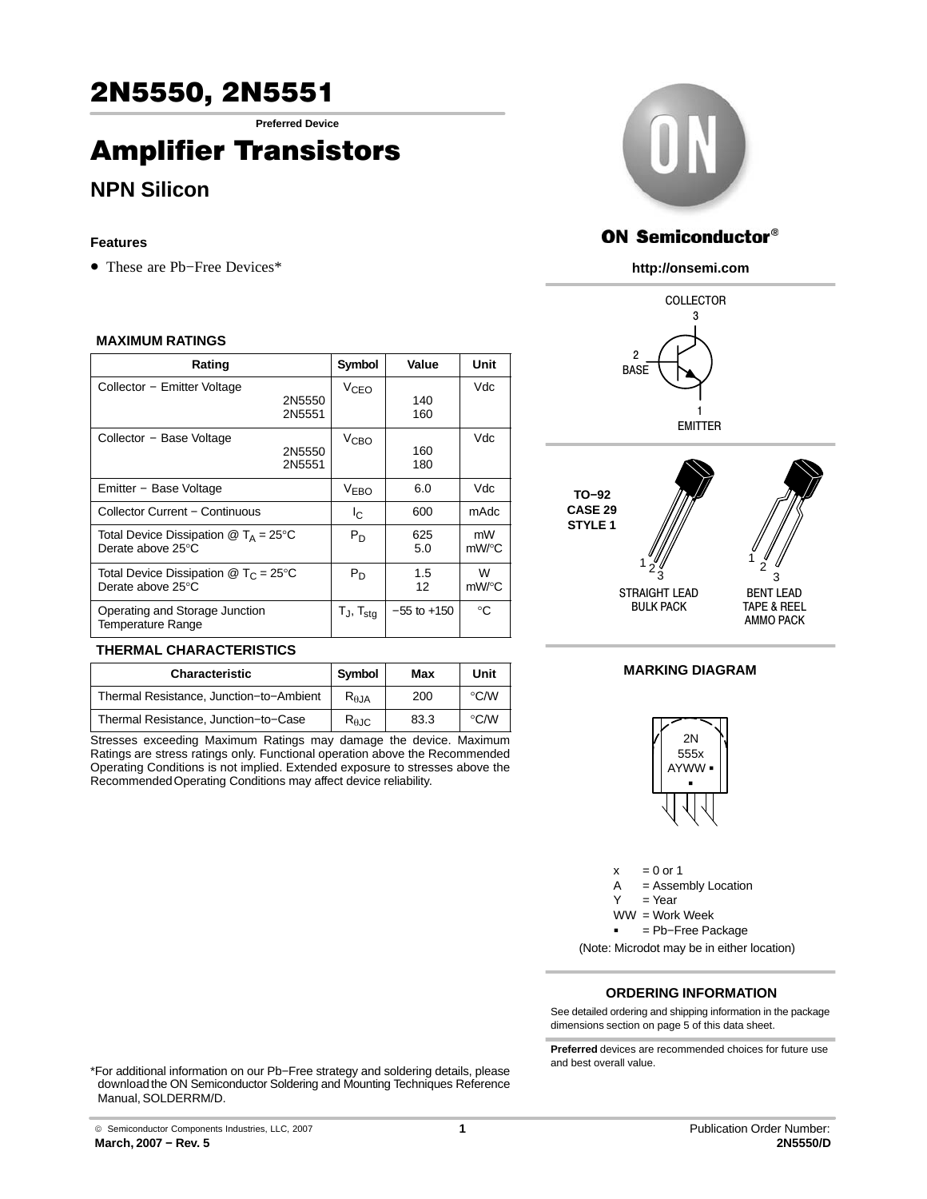# 2N5550, 2N5551

**Preferred Device**

# Amplifier Transistors

## NPN Silicon

### Features

- These are Pb−Free Devices*

### MAXIMUM RATINGS

| Rating | Symbol | Value | Unit |
|---|---|---|---|
| Collector − Emitter Voltage 2N5550 / 2N5551 | $V_{CEO}$ | 140 / 160 | Vdc |
| Collector − Base Voltage 2N5550 / 2N5551 | $V_{CBO}$ | 160 / 180 | Vdc |
| Emitter − Base Voltage | $V_{EBO}$ | 6.0 | Vdc |
| Collector Current − Continuous | $I_C$ | 600 | mAdc |
| Total Device Dissipation @ $T_A = 25°C$ Derate above 25°C | $P_D$ | 625 / 5.0 | mW / mW/°C |
| Total Device Dissipation @ $T_C = 25°C$ Derate above 25°C | $P_D$ | 1.5 / 12 | W / mW/°C |
| Operating and Storage Junction Temperature Range | $T_J$, $T_{stg}$ | −55 to +150 | °C |

### THERMAL CHARACTERISTICS

| Characteristic | Symbol | Max | Unit |
|---|---|---|---|
| Thermal Resistance, Junction−to−Ambient | $R_{\theta JA}$ | 200 | °C/W |
| Thermal Resistance, Junction−to−Case | $R_{\theta JC}$ | 83.3 | °C/W |

Stresses exceeding Maximum Ratings may damage the device. Maximum Ratings are stress ratings only. Functional operation above the Recommended Operating Conditions is not implied. Extended exposure to stresses above the Recommended Operating Conditions may affect device reliability.

*For additional information on our Pb−Free strategy and soldering details, please download the ON Semiconductor Soldering and Mounting Techniques Reference Manual, SOLDERRM/D.

**ON Semiconductor®**

**http://onsemi.com**

COLLECTOR 3

2 BASE

1 EMITTER

**TO−92 CASE 29 STYLE 1**

STRAIGHT LEAD BULK PACK

BENT LEAD TAPE & REEL AMMO PACK

### MARKING DIAGRAM

2N
555x
AYWW ▪

x = 0 or 1
A = Assembly Location
Y = Year
WW = Work Week
▪ = Pb−Free Package

(Note: Microdot may be in either location)

### ORDERING INFORMATION

See detailed ordering and shipping information in the package dimensions section on page 5 of this data sheet.

**Preferred** devices are recommended choices for future use and best overall value.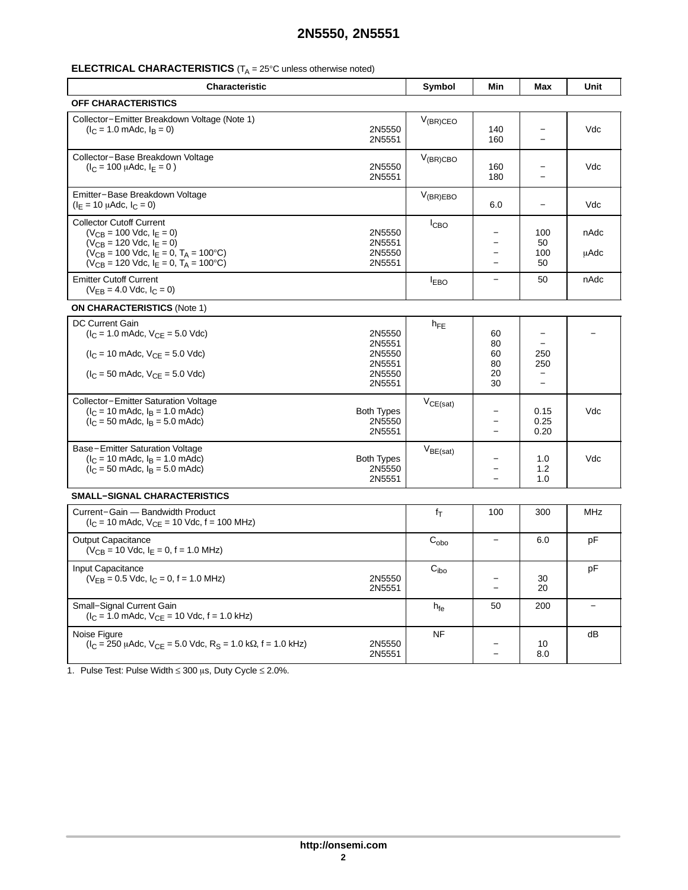**ELECTRICAL CHARACTERISTICS** ($T_A$ = 25°C unless otherwise noted)

| Characteristic | | Symbol | Min | Max | Unit |
|---|---|---|---|---|---|
| **OFF CHARACTERISTICS** | | | | | |
| Collector−Emitter Breakdown Voltage (Note 1) ($I_C$ = 1.0 mAdc, $I_B$ = 0) | 2N5550<br>2N5551 | $V_{(BR)CEO}$ | 140<br>160 | −<br>− | Vdc |
| Collector−Base Breakdown Voltage ($I_C$ = 100 μAdc, $I_E$ = 0 ) | 2N5550<br>2N5551 | $V_{(BR)CBO}$ | 160<br>180 | −<br>− | Vdc |
| Emitter−Base Breakdown Voltage ($I_E$ = 10 μAdc, $I_C$ = 0) | | $V_{(BR)EBO}$ | 6.0 | − | Vdc |
| Collector Cutoff Current<br>($V_{CB}$ = 100 Vdc, $I_E$ = 0)<br>($V_{CB}$ = 120 Vdc, $I_E$ = 0)<br>($V_{CB}$ = 100 Vdc, $I_E$ = 0, $T_A$ = 100°C)<br>($V_{CB}$ = 120 Vdc, $I_E$ = 0, $T_A$ = 100°C) | 2N5550<br>2N5551<br>2N5550<br>2N5551 | $I_{CBO}$ | −<br>−<br>−<br>− | 100<br>50<br>100<br>50 | nAdc<br><br>μAdc |
| Emitter Cutoff Current ($V_{EB}$ = 4.0 Vdc, $I_C$ = 0) | | $I_{EBO}$ | − | 50 | nAdc |
| **ON CHARACTERISTICS** (Note 1) | | | | | |
| DC Current Gain<br>($I_C$ = 1.0 mAdc, $V_{CE}$ = 5.0 Vdc)<br><br>($I_C$ = 10 mAdc, $V_{CE}$ = 5.0 Vdc)<br><br>($I_C$ = 50 mAdc, $V_{CE}$ = 5.0 Vdc) | 2N5550<br>2N5551<br>2N5550<br>2N5551<br>2N5550<br>2N5551 | $h_{FE}$ | 60<br>80<br>60<br>80<br>20<br>30 | −<br>−<br>250<br>250<br>−<br>− | − |
| Collector−Emitter Saturation Voltage<br>($I_C$ = 10 mAdc, $I_B$ = 1.0 mAdc)<br>($I_C$ = 50 mAdc, $I_B$ = 5.0 mAdc) | Both Types<br>2N5550<br>2N5551 | $V_{CE(sat)}$ | −<br>−<br>− | 0.15<br>0.25<br>0.20 | Vdc |
| Base−Emitter Saturation Voltage<br>($I_C$ = 10 mAdc, $I_B$ = 1.0 mAdc)<br>($I_C$ = 50 mAdc, $I_B$ = 5.0 mAdc) | Both Types<br>2N5550<br>2N5551 | $V_{BE(sat)}$ | −<br>−<br>− | 1.0<br>1.2<br>1.0 | Vdc |
| **SMALL−SIGNAL CHARACTERISTICS** | | | | | |
| Current−Gain — Bandwidth Product ($I_C$ = 10 mAdc, $V_{CE}$ = 10 Vdc, f = 100 MHz) | | $f_T$ | 100 | 300 | MHz |
| Output Capacitance ($V_{CB}$ = 10 Vdc, $I_E$ = 0, f = 1.0 MHz) | | $C_{obo}$ | − | 6.0 | pF |
| Input Capacitance ($V_{EB}$ = 0.5 Vdc, $I_C$ = 0, f = 1.0 MHz) | 2N5550<br>2N5551 | $C_{ibo}$ | −<br>− | 30<br>20 | pF |
| Small−Signal Current Gain ($I_C$ = 1.0 mAdc, $V_{CE}$ = 10 Vdc, f = 1.0 kHz) | | $h_{fe}$ | 50 | 200 | − |
| Noise Figure ($I_C$ = 250 μAdc, $V_{CE}$ = 5.0 Vdc, $R_S$ = 1.0 kΩ, f = 1.0 kHz) | 2N5550<br>2N5551 | NF | −<br>− | 10<br>8.0 | dB |

1. Pulse Test: Pulse Width ≤ 300 μs, Duty Cycle ≤ 2.0%.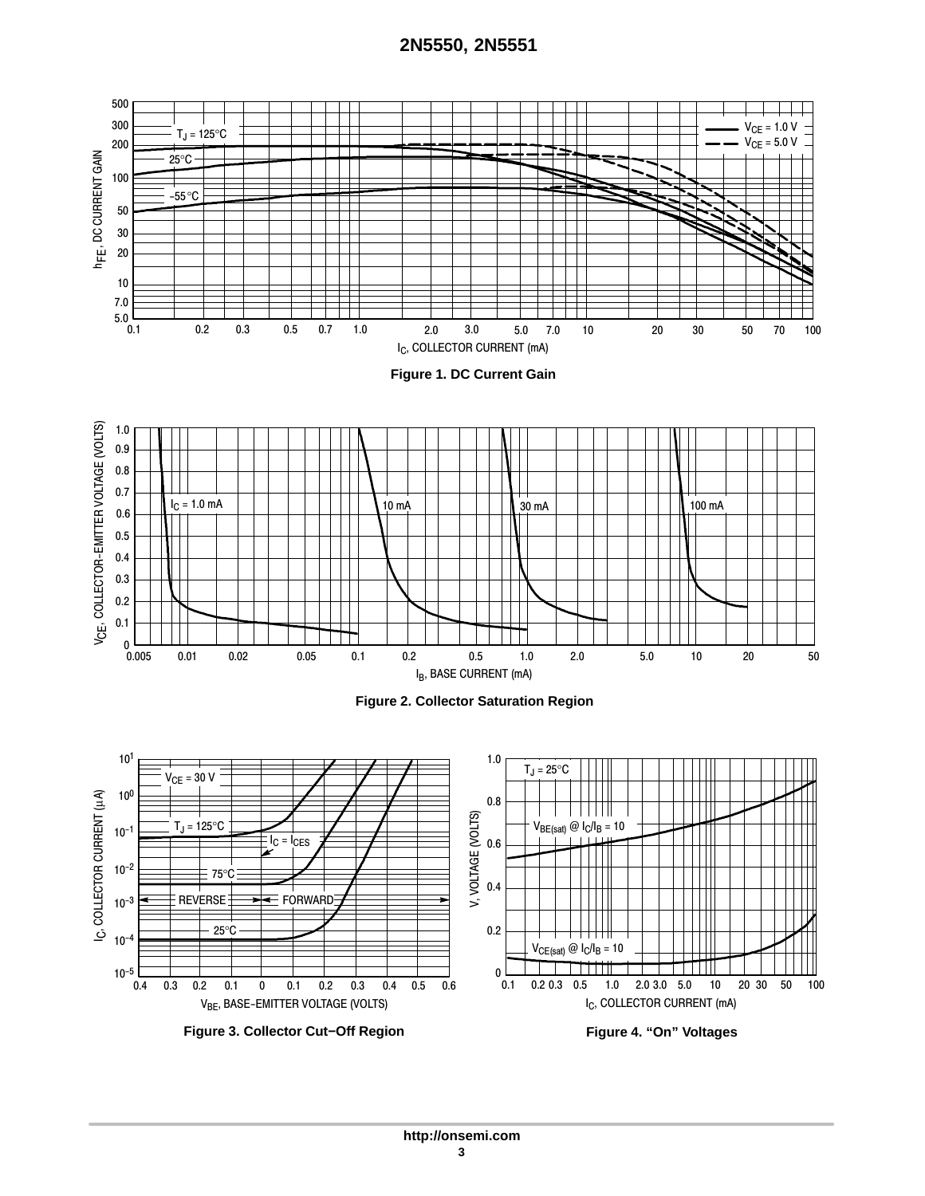Figure 1. DC Current Gain

Figure 2. Collector Saturation Region

Figure 3. Collector Cut−Off Region

Figure 4. “On” Voltages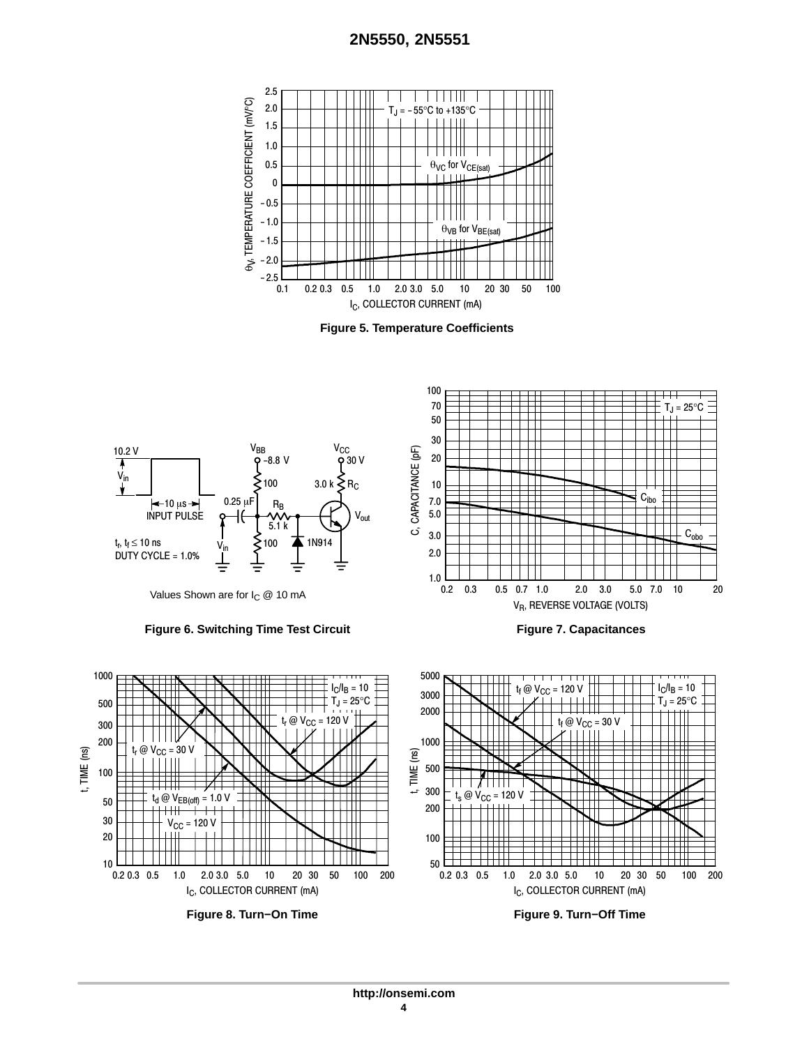Figure 5. Temperature Coefficients

Values Shown are for $I_C$ @ 10 mA

Figure 6. Switching Time Test Circuit

Figure 7. Capacitances

Figure 8. Turn−On Time

Figure 9. Turn−Off Time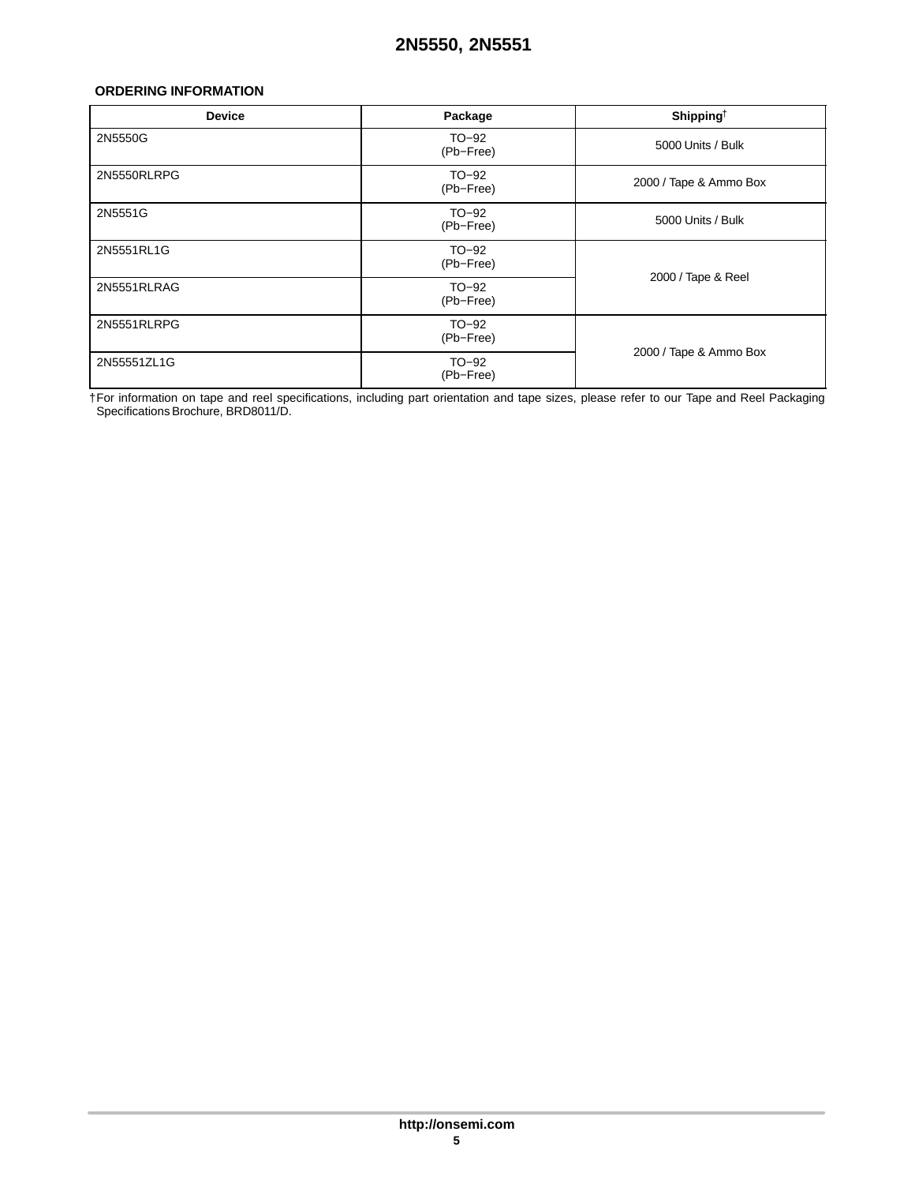### ORDERING INFORMATION

| Device | Package | Shipping† |
|---|---|---|
| 2N5550G | TO−92 (Pb−Free) | 5000 Units / Bulk |
| 2N5550RLRPG | TO−92 (Pb−Free) | 2000 / Tape & Ammo Box |
| 2N5551G | TO−92 (Pb−Free) | 5000 Units / Bulk |
| 2N5551RL1G | TO−92 (Pb−Free) | 2000 / Tape & Reel |
| 2N5551RLRAG | TO−92 (Pb−Free) | 2000 / Tape & Reel |
| 2N5551RLRPG | TO−92 (Pb−Free) | 2000 / Tape & Ammo Box |
| 2N55551ZL1G | TO−92 (Pb−Free) | 2000 / Tape & Ammo Box |

†For information on tape and reel specifications, including part orientation and tape sizes, please refer to our Tape and Reel Packaging Specifications Brochure, BRD8011/D.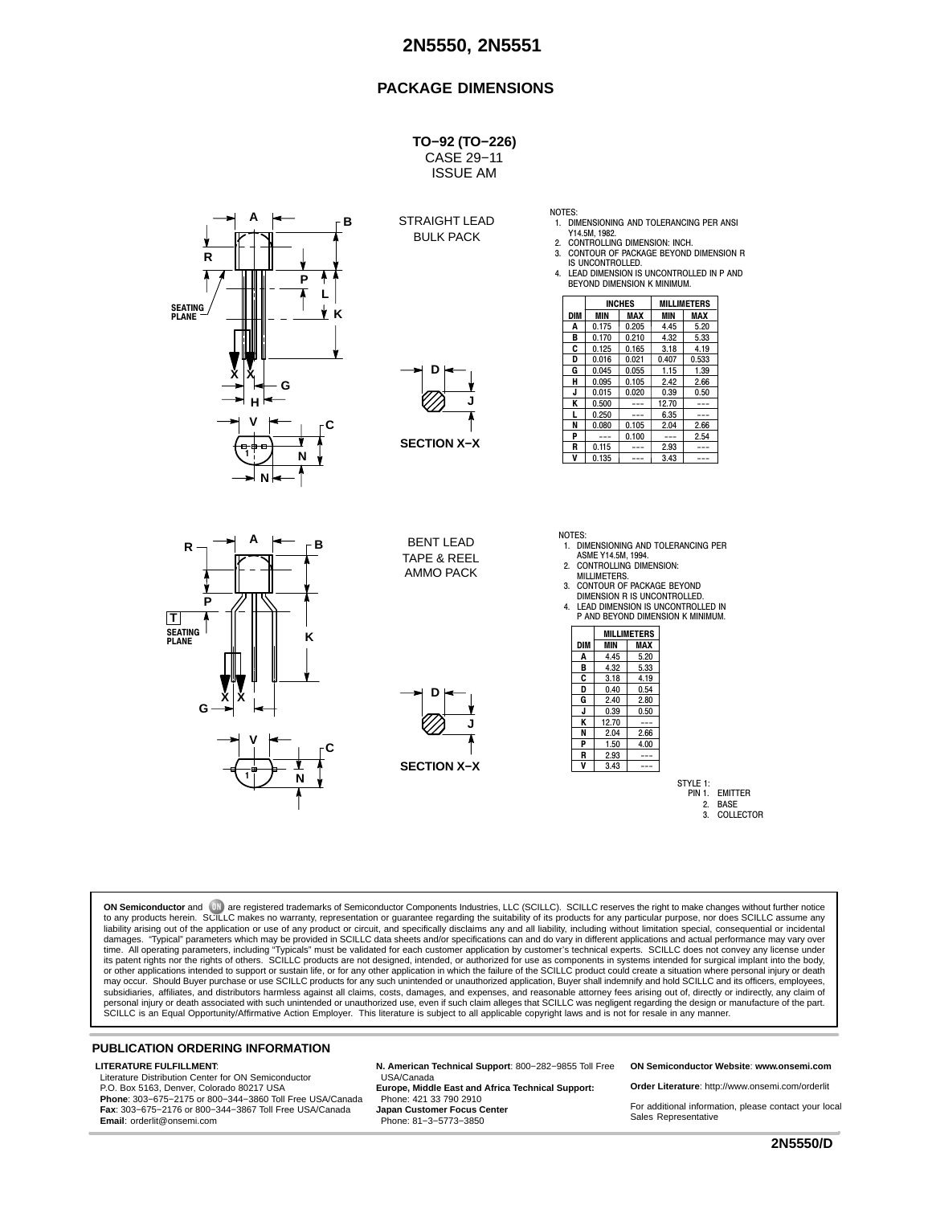# 2N5550, 2N5551

## PACKAGE DIMENSIONS

**TO−92 (TO−226)**
CASE 29−11
ISSUE AM

STRAIGHT LEAD
BULK PACK

NOTES:
1. DIMENSIONING AND TOLERANCING PER ANSI Y14.5M, 1982.
2. CONTROLLING DIMENSION: INCH.
3. CONTOUR OF PACKAGE BEYOND DIMENSION R IS UNCONTROLLED.
4. LEAD DIMENSION IS UNCONTROLLED IN P AND BEYOND DIMENSION K MINIMUM.

| DIM | INCHES MIN | INCHES MAX | MILLIMETERS MIN | MILLIMETERS MAX |
|---|---|---|---|---|
| A | 0.175 | 0.205 | 4.45 | 5.20 |
| B | 0.170 | 0.210 | 4.32 | 5.33 |
| C | 0.125 | 0.165 | 3.18 | 4.19 |
| D | 0.016 | 0.021 | 0.407 | 0.533 |
| G | 0.045 | 0.055 | 1.15 | 1.39 |
| H | 0.095 | 0.105 | 2.42 | 2.66 |
| J | 0.015 | 0.020 | 0.39 | 0.50 |
| K | 0.500 | --- | 12.70 | --- |
| L | 0.250 | --- | 6.35 | --- |
| N | 0.080 | 0.105 | 2.04 | 2.66 |
| P | --- | 0.100 | --- | 2.54 |
| R | 0.115 | --- | 2.93 | --- |
| V | 0.135 | --- | 3.43 | --- |

SEATING PLANE

SECTION X−X

BENT LEAD
TAPE & REEL
AMMO PACK

NOTES:
1. DIMENSIONING AND TOLERANCING PER ASME Y14.5M, 1994.
2. CONTROLLING DIMENSION: MILLIMETERS.
3. CONTOUR OF PACKAGE BEYOND DIMENSION R IS UNCONTROLLED.
4. LEAD DIMENSION IS UNCONTROLLED IN P AND BEYOND DIMENSION K MINIMUM.

| DIM | MILLIMETERS MIN | MILLIMETERS MAX |
|---|---|---|
| A | 4.45 | 5.20 |
| B | 4.32 | 5.33 |
| C | 3.18 | 4.19 |
| D | 0.40 | 0.54 |
| G | 2.40 | 2.80 |
| J | 0.39 | 0.50 |
| K | 12.70 | --- |
| N | 2.04 | 2.66 |
| P | 1.50 | 4.00 |
| R | 2.93 | --- |
| V | 3.43 | --- |

SEATING PLANE

SECTION X−X

STYLE 1:
PIN 1. EMITTER
2. BASE
3. COLLECTOR

**ON Semiconductor** and ON are registered trademarks of Semiconductor Components Industries, LLC (SCILLC). SCILLC reserves the right to make changes without further notice to any products herein. SCILLC makes no warranty, representation or guarantee regarding the suitability of its products for any particular purpose, nor does SCILLC assume any liability arising out of the application or use of any product or circuit, and specifically disclaims any and all liability, including without limitation special, consequential or incidental damages. "Typical" parameters which may be provided in SCILLC data sheets and/or specifications can and do vary in different applications and actual performance may vary over time. All operating parameters, including "Typicals" must be validated for each customer application by customer's technical experts. SCILLC does not convey any license under its patent rights nor the rights of others. SCILLC products are not designed, intended, or authorized for use as components in systems intended for surgical implant into the body, or other applications intended to support or sustain life, or for any other application in which the failure of the SCILLC product could create a situation where personal injury or death may occur. Should Buyer purchase or use SCILLC products for any such unintended or unauthorized application, Buyer shall indemnify and hold SCILLC and its officers, employees, subsidiaries, affiliates, and distributors harmless against all claims, costs, damages, and expenses, and reasonable attorney fees arising out of, directly or indirectly, any claim of personal injury or death associated with such unintended or unauthorized use, even if such claim alleges that SCILLC was negligent regarding the design or manufacture of the part. SCILLC is an Equal Opportunity/Affirmative Action Employer. This literature is subject to all applicable copyright laws and is not for resale in any manner.

## PUBLICATION ORDERING INFORMATION

**LITERATURE FULFILLMENT**:
Literature Distribution Center for ON Semiconductor
P.O. Box 5163, Denver, Colorado 80217 USA
**Phone**: 303−675−2175 or 800−344−3860 Toll Free USA/Canada
**Fax**: 303−675−2176 or 800−344−3867 Toll Free USA/Canada
**Email**: orderlit@onsemi.com

**N. American Technical Support**: 800−282−9855 Toll Free USA/Canada
**Europe, Middle East and Africa Technical Support:**
Phone: 421 33 790 2910
**Japan Customer Focus Center**
Phone: 81−3−5773−3850

**ON Semiconductor Website**: **www.onsemi.com**

**Order Literature**: http://www.onsemi.com/orderlit

For additional information, please contact your local Sales Representative

**2N5550/D**